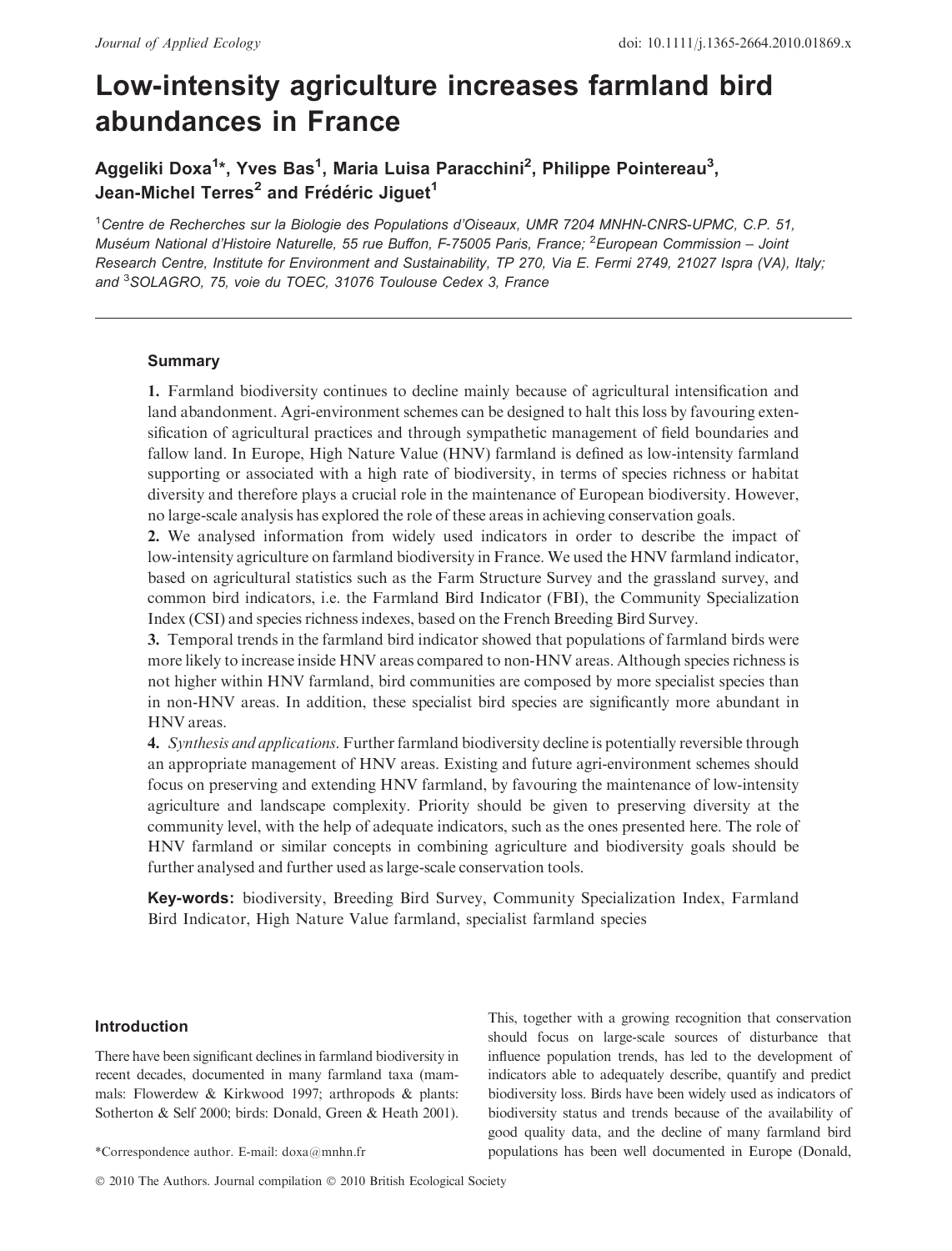# Low-intensity agriculture increases farmland bird abundances in France

**Aggeliki Doxa[1]*, Yves Bas[1], Maria Luisa Paracchini[2], Philippe Pointereau[3], Jean-Michel Terres[2] and Frédéric Jiguet[1]**

[1]Centre de Recherches sur la Biologie des Populations d'Oiseaux, UMR 7204 MNHN-CNRS-UPMC, C.P. 51, Muséum National d'Histoire Naturelle, 55 rue Buffon, F-75005 Paris, France; [2]European Commission – Joint Research Centre, Institute for Environment and Sustainability, TP 270, Via E. Fermi 2749, 21027 Ispra (VA), Italy; and [3]SOLAGRO, 75, voie du TOEC, 31076 Toulouse Cedex 3, France

## Summary

**1.** Farmland biodiversity continues to decline mainly because of agricultural intensification and land abandonment. Agri-environment schemes can be designed to halt this loss by favouring extensification of agricultural practices and through sympathetic management of field boundaries and fallow land. In Europe, High Nature Value (HNV) farmland is defined as low-intensity farmland supporting or associated with a high rate of biodiversity, in terms of species richness or habitat diversity and therefore plays a crucial role in the maintenance of European biodiversity. However, no large-scale analysis has explored the role of these areas in achieving conservation goals.

**2.** We analysed information from widely used indicators in order to describe the impact of low-intensity agriculture on farmland biodiversity in France. We used the HNV farmland indicator, based on agricultural statistics such as the Farm Structure Survey and the grassland survey, and common bird indicators, i.e. the Farmland Bird Indicator (FBI), the Community Specialization Index (CSI) and species richness indexes, based on the French Breeding Bird Survey.

**3.** Temporal trends in the farmland bird indicator showed that populations of farmland birds were more likely to increase inside HNV areas compared to non-HNV areas. Although species richness is not higher within HNV farmland, bird communities are composed by more specialist species than in non-HNV areas. In addition, these specialist bird species are significantly more abundant in HNV areas.

**4.** *Synthesis and applications*. Further farmland biodiversity decline is potentially reversible through an appropriate management of HNV areas. Existing and future agri-environment schemes should focus on preserving and extending HNV farmland, by favouring the maintenance of low-intensity agriculture and landscape complexity. Priority should be given to preserving diversity at the community level, with the help of adequate indicators, such as the ones presented here. The role of HNV farmland or similar concepts in combining agriculture and biodiversity goals should be further analysed and further used as large-scale conservation tools.

**Key-words:** biodiversity, Breeding Bird Survey, Community Specialization Index, Farmland Bird Indicator, High Nature Value farmland, specialist farmland species

## Introduction

There have been significant declines in farmland biodiversity in recent decades, documented in many farmland taxa (mammals: Flowerdew & Kirkwood 1997; arthropods & plants: Sotherton & Self 2000; birds: Donald, Green & Heath 2001). This, together with a growing recognition that conservation should focus on large-scale sources of disturbance that influence population trends, has led to the development of indicators able to adequately describe, quantify and predict biodiversity loss. Birds have been widely used as indicators of biodiversity status and trends because of the availability of good quality data, and the decline of many farmland bird populations has been well documented in Europe (Donald,

*Correspondence author. E-mail: doxa@mnhn.fr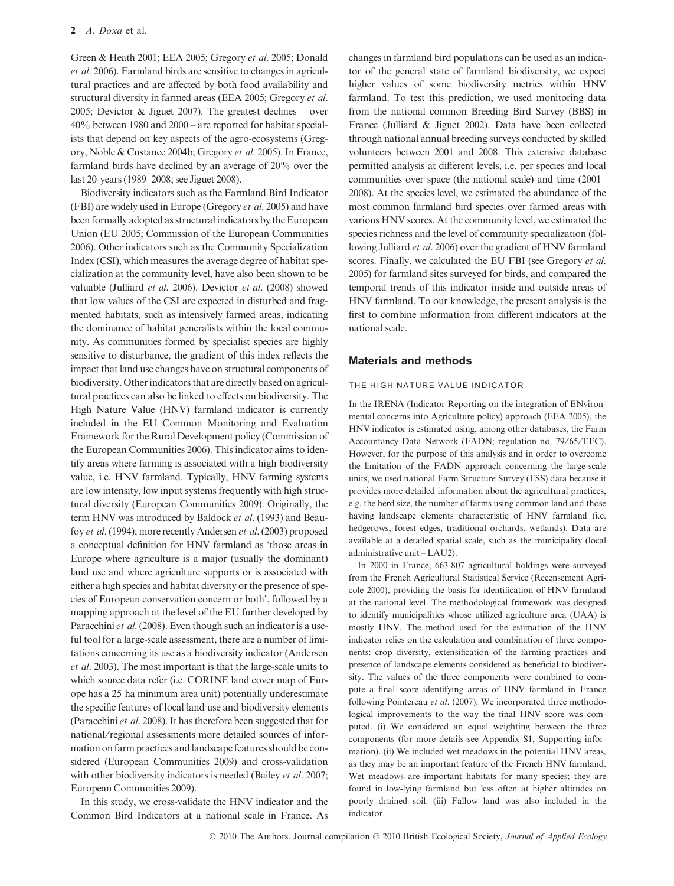Green & Heath 2001; EEA 2005; Gregory *et al*. 2005; Donald *et al*. 2006). Farmland birds are sensitive to changes in agricultural practices and are affected by both food availability and structural diversity in farmed areas (EEA 2005; Gregory *et al*. 2005; Devictor & Jiguet 2007). The greatest declines – over 40% between 1980 and 2000 – are reported for habitat specialists that depend on key aspects of the agro-ecosystems (Gregory, Noble & Custance 2004b; Gregory *et al*. 2005). In France, farmland birds have declined by an average of 20% over the last 20 years (1989–2008; see Jiguet 2008).

Biodiversity indicators such as the Farmland Bird Indicator (FBI) are widely used in Europe (Gregory *et al*. 2005) and have been formally adopted as structural indicators by the European Union (EU 2005; Commission of the European Communities 2006). Other indicators such as the Community Specialization Index (CSI), which measures the average degree of habitat specialization at the community level, have also been shown to be valuable (Julliard *et al*. 2006). Devictor *et al*. (2008) showed that low values of the CSI are expected in disturbed and fragmented habitats, such as intensively farmed areas, indicating the dominance of habitat generalists within the local community. As communities formed by specialist species are highly sensitive to disturbance, the gradient of this index reflects the impact that land use changes have on structural components of biodiversity. Other indicators that are directly based on agricultural practices can also be linked to effects on biodiversity. The High Nature Value (HNV) farmland indicator is currently included in the EU Common Monitoring and Evaluation Framework for the Rural Development policy (Commission of the European Communities 2006). This indicator aims to identify areas where farming is associated with a high biodiversity value, i.e. HNV farmland. Typically, HNV farming systems are low intensity, low input systems frequently with high structural diversity (European Communities 2009). Originally, the term HNV was introduced by Baldock *et al*. (1993) and Beaufoy *et al*. (1994); more recently Andersen *et al*. (2003) proposed a conceptual definition for HNV farmland as 'those areas in Europe where agriculture is a major (usually the dominant) land use and where agriculture supports or is associated with either a high species and habitat diversity or the presence of species of European conservation concern or both', followed by a mapping approach at the level of the EU further developed by Paracchini *et al*. (2008). Even though such an indicator is a useful tool for a large-scale assessment, there are a number of limitations concerning its use as a biodiversity indicator (Andersen *et al*. 2003). The most important is that the large-scale units to which source data refer (i.e. CORINE land cover map of Europe has a 25 ha minimum area unit) potentially underestimate the specific features of local land use and biodiversity elements (Paracchini *et al*. 2008). It has therefore been suggested that for national/regional assessments more detailed sources of information on farm practices and landscape features should be considered (European Communities 2009) and cross-validation with other biodiversity indicators is needed (Bailey *et al*. 2007; European Communities 2009).

In this study, we cross-validate the HNV indicator and the Common Bird Indicators at a national scale in France. As changes in farmland bird populations can be used as an indicator of the general state of farmland biodiversity, we expect higher values of some biodiversity metrics within HNV farmland. To test this prediction, we used monitoring data from the national common Breeding Bird Survey (BBS) in France (Julliard & Jiguet 2002). Data have been collected through national annual breeding surveys conducted by skilled volunteers between 2001 and 2008. This extensive database permitted analysis at different levels, i.e. per species and local communities over space (the national scale) and time (2001–2008). At the species level, we estimated the abundance of the most common farmland bird species over farmed areas with various HNV scores. At the community level, we estimated the species richness and the level of community specialization (following Julliard *et al*. 2006) over the gradient of HNV farmland scores. Finally, we calculated the EU FBI (see Gregory *et al*. 2005) for farmland sites surveyed for birds, and compared the temporal trends of this indicator inside and outside areas of HNV farmland. To our knowledge, the present analysis is the first to combine information from different indicators at the national scale.

## Materials and methods

### THE HIGH NATURE VALUE INDICATOR

In the IRENA (Indicator Reporting on the integration of ENvironmental concerns into Agriculture policy) approach (EEA 2005), the HNV indicator is estimated using, among other databases, the Farm Accountancy Data Network (FADN; regulation no. 79/65/EEC). However, for the purpose of this analysis and in order to overcome the limitation of the FADN approach concerning the large-scale units, we used national Farm Structure Survey (FSS) data because it provides more detailed information about the agricultural practices, e.g. the herd size, the number of farms using common land and those having landscape elements characteristic of HNV farmland (i.e. hedgerows, forest edges, traditional orchards, wetlands). Data are available at a detailed spatial scale, such as the municipality (local administrative unit – LAU2).

In 2000 in France, 663 807 agricultural holdings were surveyed from the French Agricultural Statistical Service (Recensement Agricole 2000), providing the basis for identification of HNV farmland at the national level. The methodological framework was designed to identify municipalities whose utilized agriculture area (UAA) is mostly HNV. The method used for the estimation of the HNV indicator relies on the calculation and combination of three components: crop diversity, extensification of the farming practices and presence of landscape elements considered as beneficial to biodiversity. The values of the three components were combined to compute a final score identifying areas of HNV farmland in France following Pointereau *et al*. (2007). We incorporated three methodological improvements to the way the final HNV score was computed. (i) We considered an equal weighting between the three components (for more details see Appendix S1, Supporting information). (ii) We included wet meadows in the potential HNV areas, as they may be an important feature of the French HNV farmland. Wet meadows are important habitats for many species; they are found in low-lying farmland but less often at higher altitudes on poorly drained soil. (iii) Fallow land was also included in the indicator.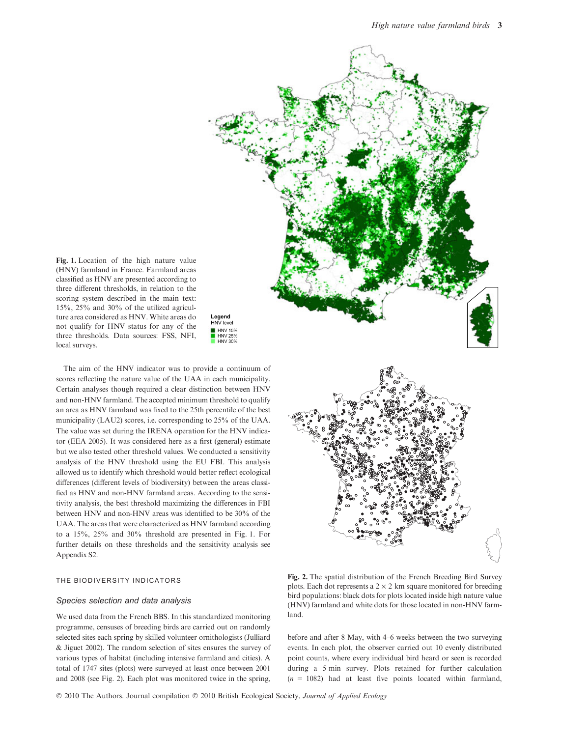Legend
HNV level
HNV 15%
HNV 25%
HNV 30%

**Fig. 1.** Location of the high nature value (HNV) farmland in France. Farmland areas classified as HNV are presented according to three different thresholds, in relation to the scoring system described in the main text: 15%, 25% and 30% of the utilized agriculture area considered as HNV. White areas do not qualify for HNV status for any of the three thresholds. Data sources: FSS, NFI, local surveys.

The aim of the HNV indicator was to provide a continuum of scores reflecting the nature value of the UAA in each municipality. Certain analyses though required a clear distinction between HNV and non-HNV farmland. The accepted minimum threshold to qualify an area as HNV farmland was fixed to the 25th percentile of the best municipality (LAU2) scores, i.e. corresponding to 25% of the UAA. The value was set during the IRENA operation for the HNV indicator (EEA 2005). It was considered here as a first (general) estimate but we also tested other threshold values. We conducted a sensitivity analysis of the HNV threshold using the EU FBI. This analysis allowed us to identify which threshold would better reflect ecological differences (different levels of biodiversity) between the areas classified as HNV and non-HNV farmland areas. According to the sensitivity analysis, the best threshold maximizing the differences in FBI between HNV and non-HNV areas was identified to be 30% of the UAA. The areas that were characterized as HNV farmland according to a 15%, 25% and 30% threshold are presented in Fig. 1. For further details on these thresholds and the sensitivity analysis see Appendix S2.

**Fig. 2.** The spatial distribution of the French Breeding Bird Survey plots. Each dot represents a $2 \times 2$ km square monitored for breeding bird populations: black dots for plots located inside high nature value (HNV) farmland and white dots for those located in non-HNV farmland.

## THE BIODIVERSITY INDICATORS

### *Species selection and data analysis*

We used data from the French BBS. In this standardized monitoring programme, censuses of breeding birds are carried out on randomly selected sites each spring by skilled volunteer ornithologists (Julliard & Jiguet 2002). The random selection of sites ensures the survey of various types of habitat (including intensive farmland and cities). A total of 1747 sites (plots) were surveyed at least once between 2001 and 2008 (see Fig. 2). Each plot was monitored twice in the spring, before and after 8 May, with 4–6 weeks between the two surveying events. In each plot, the observer carried out 10 evenly distributed point counts, where every individual bird heard or seen is recorded during a 5 min survey. Plots retained for further calculation ($n$ = 1082) had at least five points located within farmland,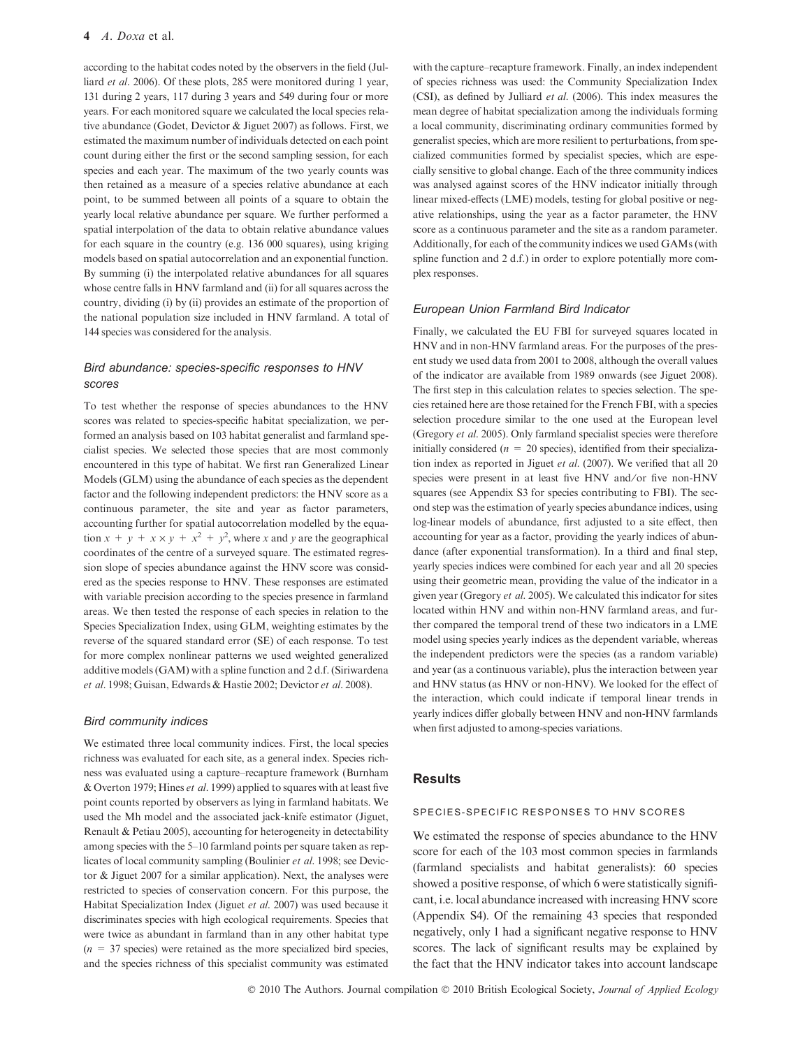according to the habitat codes noted by the observers in the field (Julliard *et al*. 2006). Of these plots, 285 were monitored during 1 year, 131 during 2 years, 117 during 3 years and 549 during four or more years. For each monitored square we calculated the local species relative abundance (Godet, Devictor & Jiguet 2007) as follows. First, we estimated the maximum number of individuals detected on each point count during either the first or the second sampling session, for each species and each year. The maximum of the two yearly counts was then retained as a measure of a species relative abundance at each point, to be summed between all points of a square to obtain the yearly local relative abundance per square. We further performed a spatial interpolation of the data to obtain relative abundance values for each square in the country (e.g. 136 000 squares), using kriging models based on spatial autocorrelation and an exponential function. By summing (i) the interpolated relative abundances for all squares whose centre falls in HNV farmland and (ii) for all squares across the country, dividing (i) by (ii) provides an estimate of the proportion of the national population size included in HNV farmland. A total of 144 species was considered for the analysis.

### Bird abundance: species-specific responses to HNV scores

To test whether the response of species abundances to the HNV scores was related to species-specific habitat specialization, we performed an analysis based on 103 habitat generalist and farmland specialist species. We selected those species that are most commonly encountered in this type of habitat. We first ran Generalized Linear Models (GLM) using the abundance of each species as the dependent factor and the following independent predictors: the HNV score as a continuous parameter, the site and year as factor parameters, accounting further for spatial autocorrelation modelled by the equation $x + y + x \times y + x^2 + y^2$, where $x$ and $y$ are the geographical coordinates of the centre of a surveyed square. The estimated regression slope of species abundance against the HNV score was considered as the species response to HNV. These responses are estimated with variable precision according to the species presence in farmland areas. We then tested the response of each species in relation to the Species Specialization Index, using GLM, weighting estimates by the reverse of the squared standard error (SE) of each response. To test for more complex nonlinear patterns we used weighted generalized additive models (GAM) with a spline function and 2 d.f. (Siriwardena *et al*. 1998; Guisan, Edwards & Hastie 2002; Devictor *et al*. 2008).

### Bird community indices

We estimated three local community indices. First, the local species richness was evaluated for each site, as a general index. Species richness was evaluated using a capture–recapture framework (Burnham & Overton 1979; Hines *et al*. 1999) applied to squares with at least five point counts reported by observers as lying in farmland habitats. We used the Mh model and the associated jack-knife estimator (Jiguet, Renault & Petiau 2005), accounting for heterogeneity in detectability among species with the 5–10 farmland points per square taken as replicates of local community sampling (Boulinier *et al*. 1998; see Devictor & Jiguet 2007 for a similar application). Next, the analyses were restricted to species of conservation concern. For this purpose, the Habitat Specialization Index (Jiguet *et al*. 2007) was used because it discriminates species with high ecological requirements. Species that were twice as abundant in farmland than in any other habitat type ($n = 37$ species) were retained as the more specialized bird species, and the species richness of this specialist community was estimated with the capture–recapture framework. Finally, an index independent of species richness was used: the Community Specialization Index (CSI), as defined by Julliard *et al*. (2006). This index measures the mean degree of habitat specialization among the individuals forming a local community, discriminating ordinary communities formed by generalist species, which are more resilient to perturbations, from specialized communities formed by specialist species, which are especially sensitive to global change. Each of the three community indices was analysed against scores of the HNV indicator initially through linear mixed-effects (LME) models, testing for global positive or negative relationships, using the year as a factor parameter, the HNV score as a continuous parameter and the site as a random parameter. Additionally, for each of the community indices we used GAMs (with spline function and 2 d.f.) in order to explore potentially more complex responses.

### European Union Farmland Bird Indicator

Finally, we calculated the EU FBI for surveyed squares located in HNV and in non-HNV farmland areas. For the purposes of the present study we used data from 2001 to 2008, although the overall values of the indicator are available from 1989 onwards (see Jiguet 2008). The first step in this calculation relates to species selection. The species retained here are those retained for the French FBI, with a species selection procedure similar to the one used at the European level (Gregory *et al*. 2005). Only farmland specialist species were therefore initially considered ($n = 20$ species), identified from their specialization index as reported in Jiguet *et al*. (2007). We verified that all 20 species were present in at least five HNV and/or five non-HNV squares (see Appendix S3 for species contributing to FBI). The second step was the estimation of yearly species abundance indices, using log-linear models of abundance, first adjusted to a site effect, then accounting for year as a factor, providing the yearly indices of abundance (after exponential transformation). In a third and final step, yearly species indices were combined for each year and all 20 species using their geometric mean, providing the value of the indicator in a given year (Gregory *et al*. 2005). We calculated this indicator for sites located within HNV and within non-HNV farmland areas, and further compared the temporal trend of these two indicators in a LME model using species yearly indices as the dependent variable, whereas the independent predictors were the species (as a random variable) and year (as a continuous variable), plus the interaction between year and HNV status (as HNV or non-HNV). We looked for the effect of the interaction, which could indicate if temporal linear trends in yearly indices differ globally between HNV and non-HNV farmlands when first adjusted to among-species variations.

## Results

### SPECIES-SPECIFIC RESPONSES TO HNV SCORES

We estimated the response of species abundance to the HNV score for each of the 103 most common species in farmlands (farmland specialists and habitat generalists): 60 species showed a positive response, of which 6 were statistically significant, i.e. local abundance increased with increasing HNV score (Appendix S4). Of the remaining 43 species that responded negatively, only 1 had a significant negative response to HNV scores. The lack of significant results may be explained by the fact that the HNV indicator takes into account landscape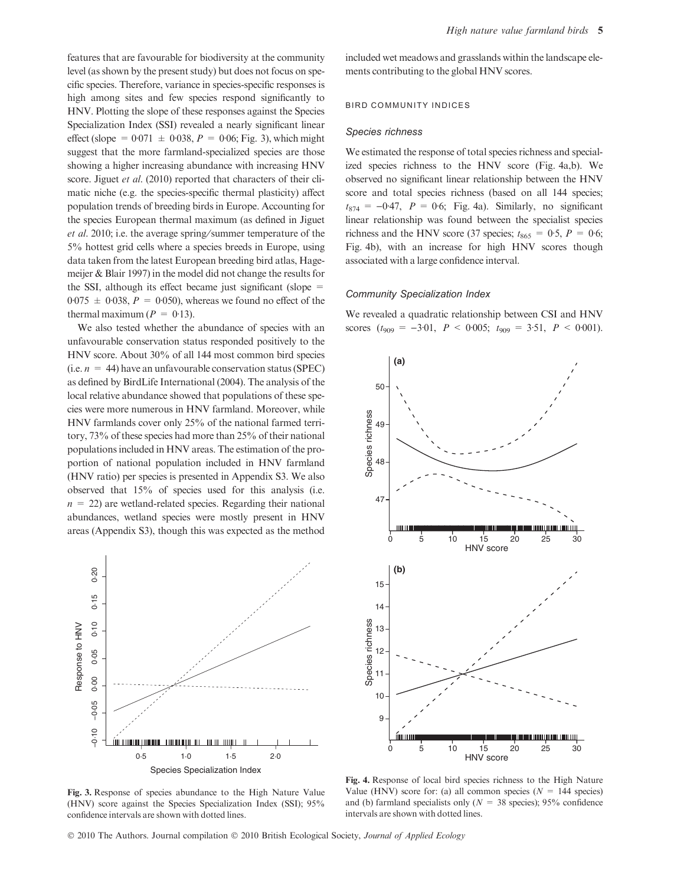features that are favourable for biodiversity at the community level (as shown by the present study) but does not focus on specific species. Therefore, variance in species-specific responses is high among sites and few species respond significantly to HNV. Plotting the slope of these responses against the Species Specialization Index (SSI) revealed a nearly significant linear effect (slope = 0·071 ± 0·038, $P$ = 0·06; Fig. 3), which might suggest that the more farmland-specialized species are those showing a higher increasing abundance with increasing HNV score. Jiguet *et al.* (2010) reported that characters of their climatic niche (e.g. the species-specific thermal plasticity) affect population trends of breeding birds in Europe. Accounting for the species European thermal maximum (as defined in Jiguet *et al.* 2010; i.e. the average spring/summer temperature of the 5% hottest grid cells where a species breeds in Europe, using data taken from the latest European breeding bird atlas, Hagemeijer & Blair 1997) in the model did not change the results for the SSI, although its effect became just significant (slope = 0·075 ± 0·038, $P$ = 0·050), whereas we found no effect of the thermal maximum ($P$ = 0·13).

We also tested whether the abundance of species with an unfavourable conservation status responded positively to the HNV score. About 30% of all 144 most common bird species (i.e. $n$ = 44) have an unfavourable conservation status (SPEC) as defined by BirdLife International (2004). The analysis of the local relative abundance showed that populations of these species were more numerous in HNV farmland. Moreover, while HNV farmlands cover only 25% of the national farmed territory, 73% of these species had more than 25% of their national populations included in HNV areas. The estimation of the proportion of national population included in HNV farmland (HNV ratio) per species is presented in Appendix S3. We also observed that 15% of species used for this analysis (i.e. $n$ = 22) are wetland-related species. Regarding their national abundances, wetland species were mostly present in HNV areas (Appendix S3), though this was expected as the method included wet meadows and grasslands within the landscape elements contributing to the global HNV scores.

Response to HNV
Species Specialization Index
−0·10 −0·05 0·00 0·05 0·10 0·15 0·20
0·5 1·0 1·5 2·0

**Fig. 3.** Response of species abundance to the High Nature Value (HNV) score against the Species Specialization Index (SSI); 95% confidence intervals are shown with dotted lines.

### BIRD COMMUNITY INDICES

#### *Species richness*

We estimated the response of total species richness and specialized species richness to the HNV score (Fig. 4a,b). We observed no significant linear relationship between the HNV score and total species richness (based on all 144 species; $t_{874} = -0{\cdot}47$, $P$ = 0·6; Fig. 4a). Similarly, no significant linear relationship was found between the specialist species richness and the HNV score (37 species; $t_{865} = 0{\cdot}5$, $P$ = 0·6; Fig. 4b), with an increase for high HNV scores though associated with a large confidence interval.

#### *Community Specialization Index*

We revealed a quadratic relationship between CSI and HNV scores ($t_{909} = -3{\cdot}01$, $P < 0{\cdot}005$; $t_{909} = 3{\cdot}51$, $P < 0{\cdot}001$).

(a)
Species richness
47 48 49 50
HNV score
0 5 10 15 20 25 30

(b)
Species richness
9 10 11 12 13 14 15
HNV score
0 5 10 15 20 25 30

**Fig. 4.** Response of local bird species richness to the High Nature Value (HNV) score for: (a) all common species ($N$ = 144 species) and (b) farmland specialists only ($N$ = 38 species); 95% confidence intervals are shown with dotted lines.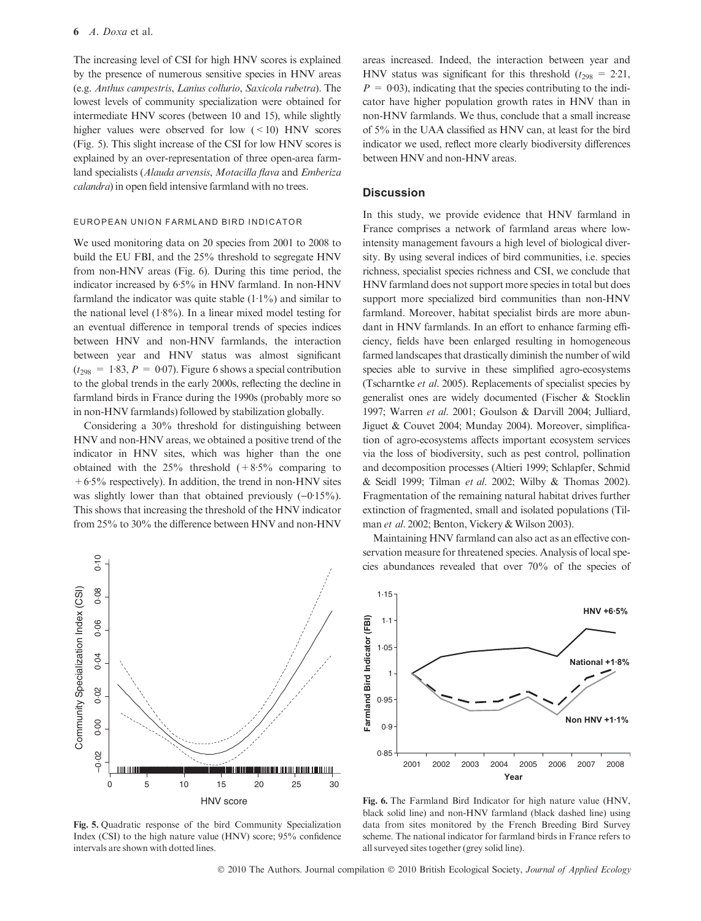The increasing level of CSI for high HNV scores is explained by the presence of numerous sensitive species in HNV areas (e.g. *Anthus campestris*, *Lanius collurio*, *Saxicola rubetra*). The lowest levels of community specialization were obtained for intermediate HNV scores (between 10 and 15), while slightly higher values were observed for low (< 10) HNV scores (Fig. 5). This slight increase of the CSI for low HNV scores is explained by an over-representation of three open-area farmland specialists (*Alauda arvensis*, *Motacilla flava* and *Emberiza calandra*) in open field intensive farmland with no trees.

#### EUROPEAN UNION FARMLAND BIRD INDICATOR

We used monitoring data on 20 species from 2001 to 2008 to build the EU FBI, and the 25% threshold to segregate HNV from non-HNV areas (Fig. 6). During this time period, the indicator increased by 6·5% in HNV farmland. In non-HNV farmland the indicator was quite stable (1·1%) and similar to the national level (1·8%). In a linear mixed model testing for an eventual difference in temporal trends of species indices between HNV and non-HNV farmlands, the interaction between year and HNV status was almost significant ($t_{298}$ = 1·83, $P$ = 0·07). Figure 6 shows a special contribution to the global trends in the early 2000s, reflecting the decline in farmland birds in France during the 1990s (probably more so in non-HNV farmlands) followed by stabilization globally.

Considering a 30% threshold for distinguishing between HNV and non-HNV areas, we obtained a positive trend of the indicator in HNV sites, which was higher than the one obtained with the 25% threshold (+8·5% comparing to +6·5% respectively). In addition, the trend in non-HNV sites was slightly lower than that obtained previously (−0·15%). This shows that increasing the threshold of the HNV indicator from 25% to 30% the difference between HNV and non-HNV areas increased. Indeed, the interaction between year and HNV status was significant for this threshold ($t_{298}$ = 2·21, $P$ = 0·03), indicating that the species contributing to the indicator have higher population growth rates in HNV than in non-HNV farmlands. We thus, conclude that a small increase of 5% in the UAA classified as HNV can, at least for the bird indicator we used, reflect more clearly biodiversity differences between HNV and non-HNV areas.

Community Specialization Index (CSI)
0·10
0·08
0·06
0·04
0·02
0·00
−0·02
0 5 10 15 20 25 30
HNV score

**Fig. 5.** Quadratic response of the bird Community Specialization Index (CSI) to the high nature value (HNV) score; 95% confidence intervals are shown with dotted lines.

## Discussion

In this study, we provide evidence that HNV farmland in France comprises a network of farmland areas where low-intensity management favours a high level of biological diversity. By using several indices of bird communities, i.e. species richness, specialist species richness and CSI, we conclude that HNV farmland does not support more species in total but does support more specialized bird communities than non-HNV farmland. Moreover, habitat specialist birds are more abundant in HNV farmlands. In an effort to enhance farming efficiency, fields have been enlarged resulting in homogeneous farmed landscapes that drastically diminish the number of wild species able to survive in these simplified agro-ecosystems (Tscharntke *et al.* 2005). Replacements of specialist species by generalist ones are widely documented (Fischer & Stocklin 1997; Warren *et al.* 2001; Goulson & Darvill 2004; Julliard, Jiguet & Couvet 2004; Munday 2004). Moreover, simplification of agro-ecosystems affects important ecosystem services via the loss of biodiversity, such as pest control, pollination and decomposition processes (Altieri 1999; Schlapfer, Schmid & Seidl 1999; Tilman *et al.* 2002; Wilby & Thomas 2002). Fragmentation of the remaining natural habitat drives further extinction of fragmented, small and isolated populations (Tilman *et al.* 2002; Benton, Vickery & Wilson 2003).

Maintaining HNV farmland can also act as an effective conservation measure for threatened species. Analysis of local species abundances revealed that over 70% of the species of

Farmland Bird Indicator (FBI)
1·15
1·1
1·05
1
0·95
0·9
0·85
2001 2002 2003 2004 2005 2006 2007 2008
Year
HNV +6·5%
National +1·8%
Non HNV +1·1%

**Fig. 6.** The Farmland Bird Indicator for high nature value (HNV, black solid line) and non-HNV farmland (black dashed line) using data from sites monitored by the French Breeding Bird Survey scheme. The national indicator for farmland birds in France refers to all surveyed sites together (grey solid line).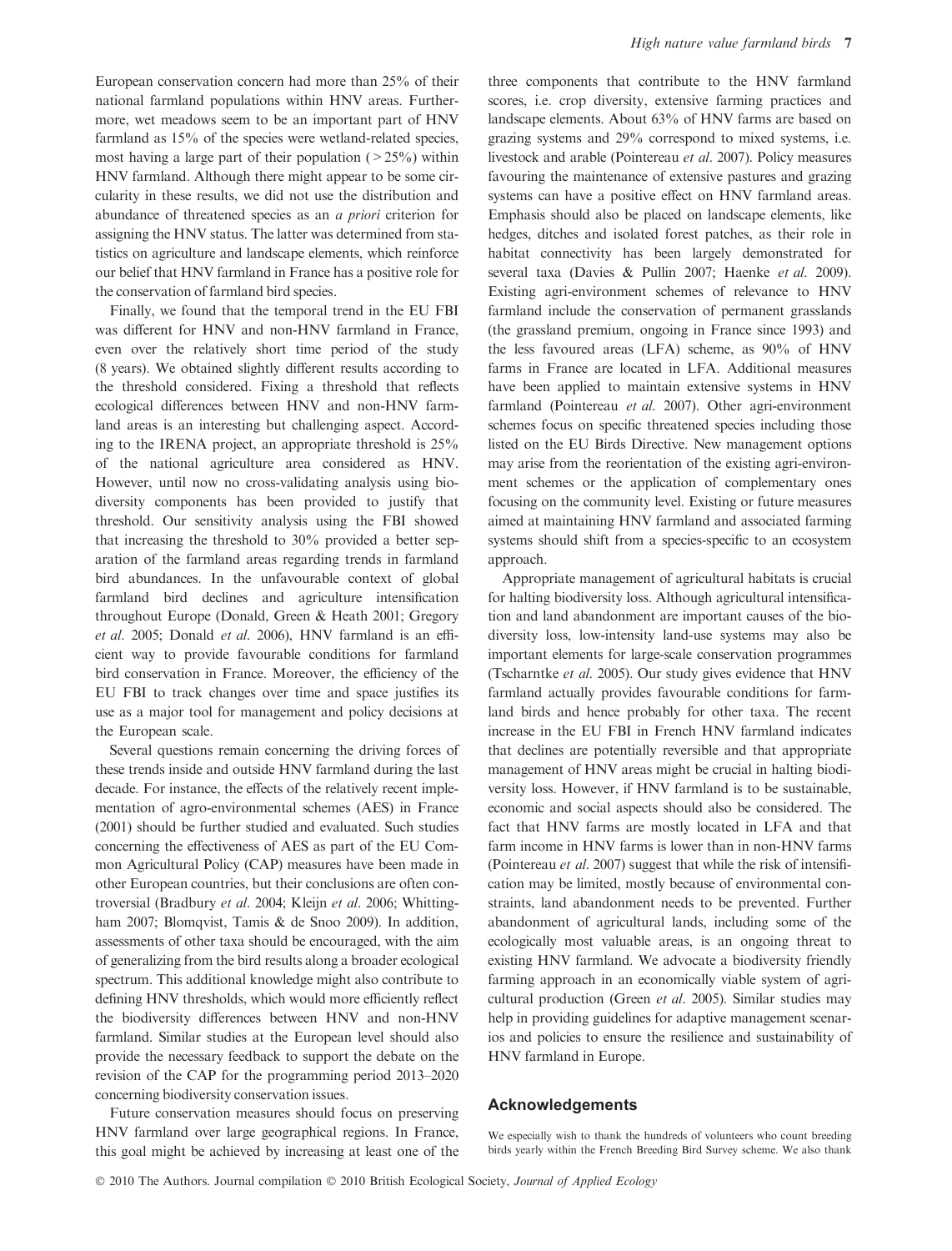European conservation concern had more than 25% of their national farmland populations within HNV areas. Furthermore, wet meadows seem to be an important part of HNV farmland as 15% of the species were wetland-related species, most having a large part of their population (> 25%) within HNV farmland. Although there might appear to be some circularity in these results, we did not use the distribution and abundance of threatened species as an *a priori* criterion for assigning the HNV status. The latter was determined from statistics on agriculture and landscape elements, which reinforce our belief that HNV farmland in France has a positive role for the conservation of farmland bird species.

Finally, we found that the temporal trend in the EU FBI was different for HNV and non-HNV farmland in France, even over the relatively short time period of the study (8 years). We obtained slightly different results according to the threshold considered. Fixing a threshold that reflects ecological differences between HNV and non-HNV farmland areas is an interesting but challenging aspect. According to the IRENA project, an appropriate threshold is 25% of the national agriculture area considered as HNV. However, until now no cross-validating analysis using biodiversity components has been provided to justify that threshold. Our sensitivity analysis using the FBI showed that increasing the threshold to 30% provided a better separation of the farmland areas regarding trends in farmland bird abundances. In the unfavourable context of global farmland bird declines and agriculture intensification throughout Europe (Donald, Green & Heath 2001; Gregory *et al*. 2005; Donald *et al*. 2006), HNV farmland is an efficient way to provide favourable conditions for farmland bird conservation in France. Moreover, the efficiency of the EU FBI to track changes over time and space justifies its use as a major tool for management and policy decisions at the European scale.

Several questions remain concerning the driving forces of these trends inside and outside HNV farmland during the last decade. For instance, the effects of the relatively recent implementation of agro-environmental schemes (AES) in France (2001) should be further studied and evaluated. Such studies concerning the effectiveness of AES as part of the EU Common Agricultural Policy (CAP) measures have been made in other European countries, but their conclusions are often controversial (Bradbury *et al*. 2004; Kleijn *et al*. 2006; Whittingham 2007; Blomqvist, Tamis & de Snoo 2009). In addition, assessments of other taxa should be encouraged, with the aim of generalizing from the bird results along a broader ecological spectrum. This additional knowledge might also contribute to defining HNV thresholds, which would more efficiently reflect the biodiversity differences between HNV and non-HNV farmland. Similar studies at the European level should also provide the necessary feedback to support the debate on the revision of the CAP for the programming period 2013–2020 concerning biodiversity conservation issues.

Future conservation measures should focus on preserving HNV farmland over large geographical regions. In France, this goal might be achieved by increasing at least one of the three components that contribute to the HNV farmland scores, i.e. crop diversity, extensive farming practices and landscape elements. About 63% of HNV farms are based on grazing systems and 29% correspond to mixed systems, i.e. livestock and arable (Pointereau *et al*. 2007). Policy measures favouring the maintenance of extensive pastures and grazing systems can have a positive effect on HNV farmland areas. Emphasis should also be placed on landscape elements, like hedges, ditches and isolated forest patches, as their role in habitat connectivity has been largely demonstrated for several taxa (Davies & Pullin 2007; Haenke *et al*. 2009). Existing agri-environment schemes of relevance to HNV farmland include the conservation of permanent grasslands (the grassland premium, ongoing in France since 1993) and the less favoured areas (LFA) scheme, as 90% of HNV farms in France are located in LFA. Additional measures have been applied to maintain extensive systems in HNV farmland (Pointereau *et al*. 2007). Other agri-environment schemes focus on specific threatened species including those listed on the EU Birds Directive. New management options may arise from the reorientation of the existing agri-environment schemes or the application of complementary ones focusing on the community level. Existing or future measures aimed at maintaining HNV farmland and associated farming systems should shift from a species-specific to an ecosystem approach.

Appropriate management of agricultural habitats is crucial for halting biodiversity loss. Although agricultural intensification and land abandonment are important causes of the biodiversity loss, low-intensity land-use systems may also be important elements for large-scale conservation programmes (Tscharntke *et al*. 2005). Our study gives evidence that HNV farmland actually provides favourable conditions for farmland birds and hence probably for other taxa. The recent increase in the EU FBI in French HNV farmland indicates that declines are potentially reversible and that appropriate management of HNV areas might be crucial in halting biodiversity loss. However, if HNV farmland is to be sustainable, economic and social aspects should also be considered. The fact that HNV farms are mostly located in LFA and that farm income in HNV farms is lower than in non-HNV farms (Pointereau *et al*. 2007) suggest that while the risk of intensification may be limited, mostly because of environmental constraints, land abandonment needs to be prevented. Further abandonment of agricultural lands, including some of the ecologically most valuable areas, is an ongoing threat to existing HNV farmland. We advocate a biodiversity friendly farming approach in an economically viable system of agricultural production (Green *et al*. 2005). Similar studies may help in providing guidelines for adaptive management scenarios and policies to ensure the resilience and sustainability of HNV farmland in Europe.

## Acknowledgements

We especially wish to thank the hundreds of volunteers who count breeding birds yearly within the French Breeding Bird Survey scheme. We also thank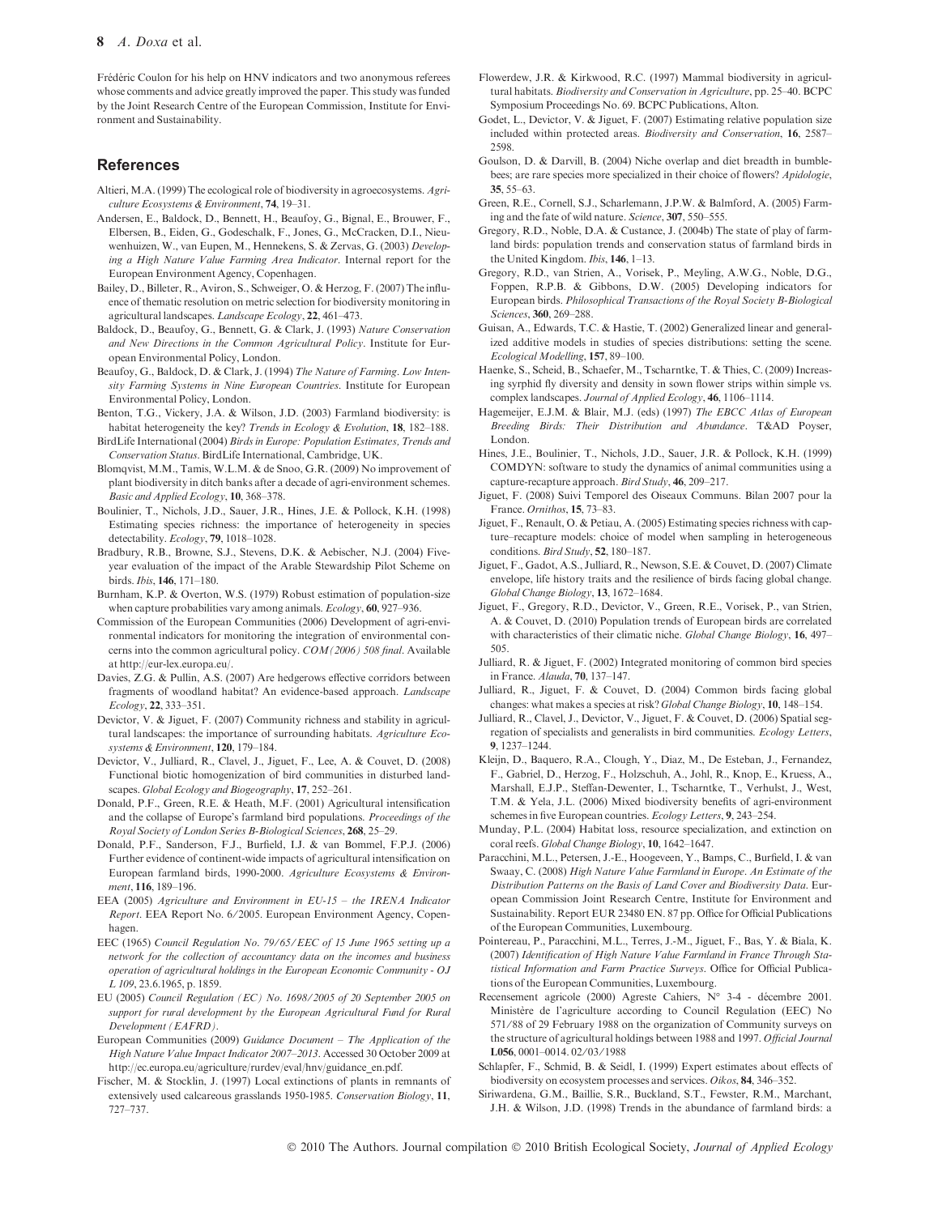Frédéric Coulon for his help on HNV indicators and two anonymous referees whose comments and advice greatly improved the paper. This study was funded by the Joint Research Centre of the European Commission, Institute for Environment and Sustainability.

## References

Altieri, M.A. (1999) The ecological role of biodiversity in agroecosystems. *Agriculture Ecosystems & Environment*, **74**, 19–31.

Andersen, E., Baldock, D., Bennett, H., Beaufoy, G., Bignal, E., Brouwer, F., Elbersen, B., Eiden, G., Godeschalk, F., Jones, G., McCracken, D.I., Nieuwenhuizen, W., van Eupen, M., Hennekens, S. & Zervas, G. (2003) *Developing a High Nature Value Farming Area Indicator*. Internal report for the European Environment Agency, Copenhagen.

Bailey, D., Billeter, R., Aviron, S., Schweiger, O. & Herzog, F. (2007) The influence of thematic resolution on metric selection for biodiversity monitoring in agricultural landscapes. *Landscape Ecology*, **22**, 461–473.

Baldock, D., Beaufoy, G., Bennett, G. & Clark, J. (1993) *Nature Conservation and New Directions in the Common Agricultural Policy*. Institute for European Environmental Policy, London.

Beaufoy, G., Baldock, D. & Clark, J. (1994) *The Nature of Farming. Low Intensity Farming Systems in Nine European Countries*. Institute for European Environmental Policy, London.

Benton, T.G., Vickery, J.A. & Wilson, J.D. (2003) Farmland biodiversity: is habitat heterogeneity the key? *Trends in Ecology & Evolution*, **18**, 182–188.

BirdLife International (2004) *Birds in Europe: Population Estimates, Trends and Conservation Status*. BirdLife International, Cambridge, UK.

Blomqvist, M.M., Tamis, W.L.M. & de Snoo, G.R. (2009) No improvement of plant biodiversity in ditch banks after a decade of agri-environment schemes. *Basic and Applied Ecology*, **10**, 368–378.

Boulinier, T., Nichols, J.D., Sauer, J.R., Hines, J.E. & Pollock, K.H. (1998) Estimating species richness: the importance of heterogeneity in species detectability. *Ecology*, **79**, 1018–1028.

Bradbury, R.B., Browne, S.J., Stevens, D.K. & Aebischer, N.J. (2004) Five-year evaluation of the impact of the Arable Stewardship Pilot Scheme on birds. *Ibis*, **146**, 171–180.

Burnham, K.P. & Overton, W.S. (1979) Robust estimation of population-size when capture probabilities vary among animals. *Ecology*, **60**, 927–936.

Commission of the European Communities (2006) Development of agri-environmental indicators for monitoring the integration of environmental concerns into the common agricultural policy. *COM(2006) 508 final*. Available at http://eur-lex.europa.eu/.

Davies, Z.G. & Pullin, A.S. (2007) Are hedgerows effective corridors between fragments of woodland habitat? An evidence-based approach. *Landscape Ecology*, **22**, 333–351.

Devictor, V. & Jiguet, F. (2007) Community richness and stability in agricultural landscapes: the importance of surrounding habitats. *Agriculture Ecosystems & Environment*, **120**, 179–184.

Devictor, V., Julliard, R., Clavel, J., Jiguet, F., Lee, A. & Couvet, D. (2008) Functional biotic homogenization of bird communities in disturbed landscapes. *Global Ecology and Biogeography*, **17**, 252–261.

Donald, P.F., Green, R.E. & Heath, M.F. (2001) Agricultural intensification and the collapse of Europe's farmland bird populations. *Proceedings of the Royal Society of London Series B-Biological Sciences*, **268**, 25–29.

Donald, P.F., Sanderson, F.J., Burfield, I.J. & van Bommel, F.P.J. (2006) Further evidence of continent-wide impacts of agricultural intensification on European farmland birds, 1990-2000. *Agriculture Ecosystems & Environment*, **116**, 189–196.

EEA (2005) *Agriculture and Environment in EU-15 – the IRENA Indicator Report*. EEA Report No. 6/2005. European Environment Agency, Copenhagen.

EEC (1965) *Council Regulation No. 79/65/EEC of 15 June 1965 setting up a network for the collection of accountancy data on the incomes and business operation of agricultural holdings in the European Economic Community - OJ L 109*, 23.6.1965, p. 1859.

EU (2005) *Council Regulation (EC) No. 1698/2005 of 20 September 2005 on support for rural development by the European Agricultural Fund for Rural Development (EAFRD)*.

European Communities (2009) *Guidance Document – The Application of the High Nature Value Impact Indicator 2007–2013*. Accessed 30 October 2009 at http://ec.europa.eu/agriculture/rurdev/eval/hnv/guidance_en.pdf.

Fischer, M. & Stocklin, J. (1997) Local extinctions of plants in remnants of extensively used calcareous grasslands 1950-1985. *Conservation Biology*, **11**, 727–737.

Flowerdew, J.R. & Kirkwood, R.C. (1997) Mammal biodiversity in agricultural habitats. *Biodiversity and Conservation in Agriculture*, pp. 25–40. BCPC Symposium Proceedings No. 69. BCPC Publications, Alton.

Godet, L., Devictor, V. & Jiguet, F. (2007) Estimating relative population size included within protected areas. *Biodiversity and Conservation*, **16**, 2587–2598.

Goulson, D. & Darvill, B. (2004) Niche overlap and diet breadth in bumblebees; are rare species more specialized in their choice of flowers? *Apidologie*, **35**, 55–63.

Green, R.E., Cornell, S.J., Scharlemann, J.P.W. & Balmford, A. (2005) Farming and the fate of wild nature. *Science*, **307**, 550–555.

Gregory, R.D., Noble, D.A. & Custance, J. (2004b) The state of play of farmland birds: population trends and conservation status of farmland birds in the United Kingdom. *Ibis*, **146**, 1–13.

Gregory, R.D., van Strien, A., Vorisek, P., Meyling, A.W.G., Noble, D.G., Foppen, R.P.B. & Gibbons, D.W. (2005) Developing indicators for European birds. *Philosophical Transactions of the Royal Society B-Biological Sciences*, **360**, 269–288.

Guisan, A., Edwards, T.C. & Hastie, T. (2002) Generalized linear and generalized additive models in studies of species distributions: setting the scene. *Ecological Modelling*, **157**, 89–100.

Haenke, S., Scheid, B., Schaefer, M., Tscharntke, T. & Thies, C. (2009) Increasing syrphid fly diversity and density in sown flower strips within simple vs. complex landscapes. *Journal of Applied Ecology*, **46**, 1106–1114.

Hagemeijer, E.J.M. & Blair, M.J. (eds) (1997) *The EBCC Atlas of European Breeding Birds: Their Distribution and Abundance*. T&AD Poyser, London.

Hines, J.E., Boulinier, T., Nichols, J.D., Sauer, J.R. & Pollock, K.H. (1999) COMDYN: software to study the dynamics of animal communities using a capture-recapture approach. *Bird Study*, **46**, 209–217.

Jiguet, F. (2008) Suivi Temporel des Oiseaux Communs. Bilan 2007 pour la France. *Ornithos*, **15**, 73–83.

Jiguet, F., Renault, O. & Petiau, A. (2005) Estimating species richness with capture–recapture models: choice of model when sampling in heterogeneous conditions. *Bird Study*, **52**, 180–187.

Jiguet, F., Gadot, A.S., Julliard, R., Newson, S.E. & Couvet, D. (2007) Climate envelope, life history traits and the resilience of birds facing global change. *Global Change Biology*, **13**, 1672–1684.

Jiguet, F., Gregory, R.D., Devictor, V., Green, R.E., Vorisek, P., van Strien, A. & Couvet, D. (2010) Population trends of European birds are correlated with characteristics of their climatic niche. *Global Change Biology*, **16**, 497–505.

Julliard, R. & Jiguet, F. (2002) Integrated monitoring of common bird species in France. *Alauda*, **70**, 137–147.

Julliard, R., Jiguet, F. & Couvet, D. (2004) Common birds facing global changes: what makes a species at risk? *Global Change Biology*, **10**, 148–154.

Julliard, R., Clavel, J., Devictor, V., Jiguet, F. & Couvet, D. (2006) Spatial segregation of specialists and generalists in bird communities. *Ecology Letters*, **9**, 1237–1244.

Kleijn, D., Baquero, R.A., Clough, Y., Diaz, M., De Esteban, J., Fernandez, F., Gabriel, D., Herzog, F., Holzschuh, A., Johl, R., Knop, E., Kruess, A., Marshall, E.J.P., Steffan-Dewenter, I., Tscharntke, T., Verhulst, J., West, T.M. & Yela, J.L. (2006) Mixed biodiversity benefits of agri-environment schemes in five European countries. *Ecology Letters*, **9**, 243–254.

Munday, P.L. (2004) Habitat loss, resource specialization, and extinction on coral reefs. *Global Change Biology*, **10**, 1642–1647.

Paracchini, M.L., Petersen, J.-E., Hoogeveen, Y., Bamps, C., Burfield, I. & van Swaay, C. (2008) *High Nature Value Farmland in Europe. An Estimate of the Distribution Patterns on the Basis of Land Cover and Biodiversity Data*. European Commission Joint Research Centre, Institute for Environment and Sustainability. Report EUR 23480 EN. 87 pp. Office for Official Publications of the European Communities, Luxembourg.

Pointereau, P., Paracchini, M.L., Terres, J.-M., Jiguet, F., Bas, Y. & Biala, K. (2007) *Identification of High Nature Value Farmland in France Through Statistical Information and Farm Practice Surveys*. Office for Official Publications of the European Communities, Luxembourg.

Recensement agricole (2000) Agreste Cahiers, N° 3-4 - décembre 2001. Ministère de l'agriculture according to Council Regulation (EEC) No 571/88 of 29 February 1988 on the organization of Community surveys on the structure of agricultural holdings between 1988 and 1997. *Official Journal* **L056**, 0001–0014. 02/03/1988

Schlapfer, F., Schmid, B. & Seidl, I. (1999) Expert estimates about effects of biodiversity on ecosystem processes and services. *Oikos*, **84**, 346–352.

Siriwardena, G.M., Baillie, S.R., Buckland, S.T., Fewster, R.M., Marchant, J.H. & Wilson, J.D. (1998) Trends in the abundance of farmland birds: a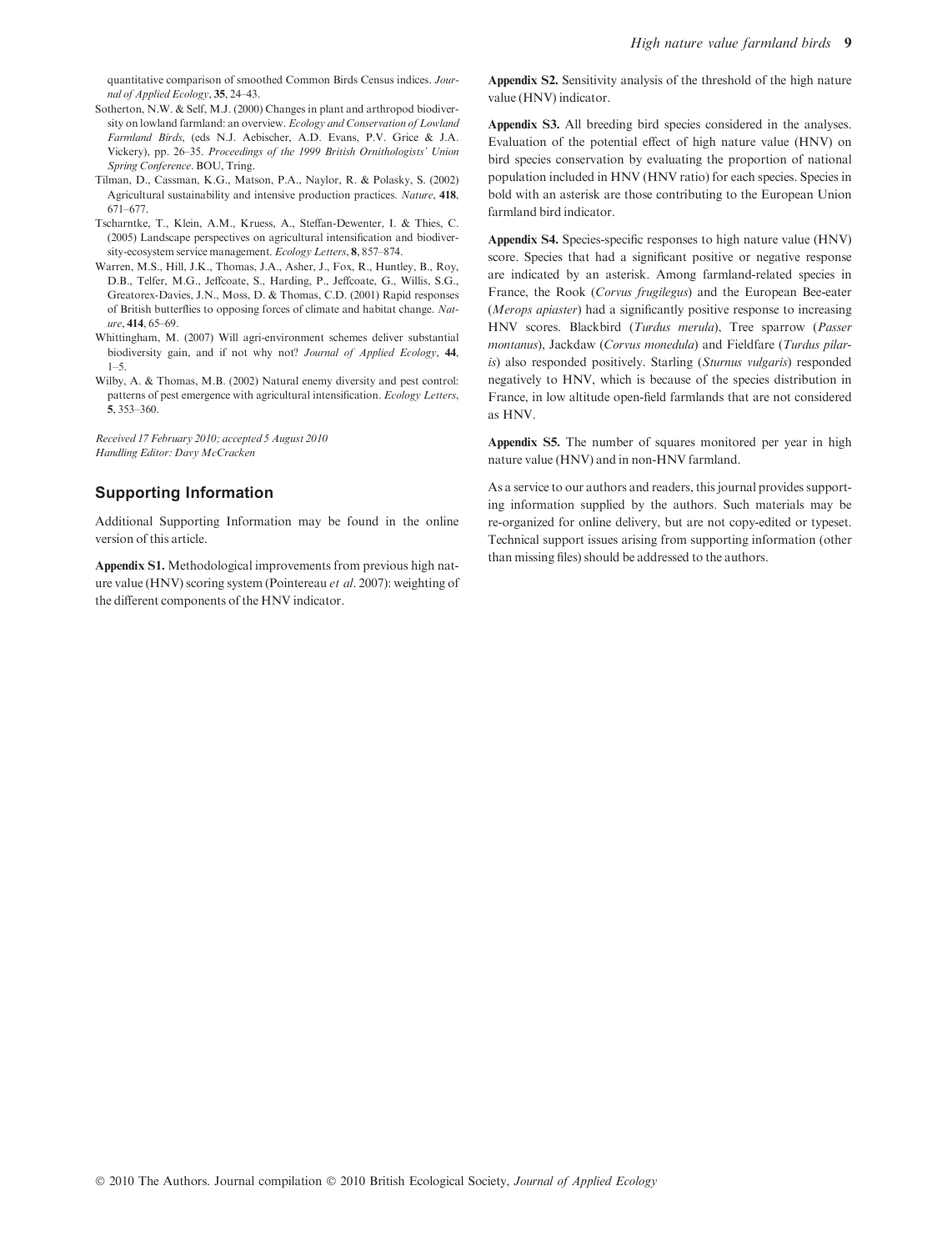quantitative comparison of smoothed Common Birds Census indices. *Journal of Applied Ecology*, **35**, 24–43.

Sotherton, N.W. & Self, M.J. (2000) Changes in plant and arthropod biodiversity on lowland farmland: an overview. *Ecology and Conservation of Lowland Farmland Birds*, (eds N.J. Aebischer, A.D. Evans, P.V. Grice & J.A. Vickery), pp. 26–35. *Proceedings of the 1999 British Ornithologists' Union Spring Conference*. BOU, Tring.

Tilman, D., Cassman, K.G., Matson, P.A., Naylor, R. & Polasky, S. (2002) Agricultural sustainability and intensive production practices. *Nature*, **418**, 671–677.

Tscharntke, T., Klein, A.M., Kruess, A., Steffan-Dewenter, I. & Thies, C. (2005) Landscape perspectives on agricultural intensification and biodiversity-ecosystem service management. *Ecology Letters*, **8**, 857–874.

Warren, M.S., Hill, J.K., Thomas, J.A., Asher, J., Fox, R., Huntley, B., Roy, D.B., Telfer, M.G., Jeffcoate, S., Harding, P., Jeffcoate, G., Willis, S.G., Greatorex-Davies, J.N., Moss, D. & Thomas, C.D. (2001) Rapid responses of British butterflies to opposing forces of climate and habitat change. *Nature*, **414**, 65–69.

Whittingham, M. (2007) Will agri-environment schemes deliver substantial biodiversity gain, and if not why not? *Journal of Applied Ecology*, **44**, 1–5.

Wilby, A. & Thomas, M.B. (2002) Natural enemy diversity and pest control: patterns of pest emergence with agricultural intensification. *Ecology Letters*, **5**, 353–360.

*Received 17 February 2010; accepted 5 August 2010*
*Handling Editor: Davy McCracken*

## Supporting Information

Additional Supporting Information may be found in the online version of this article.

**Appendix S1.** Methodological improvements from previous high nature value (HNV) scoring system (Pointereau *et al.* 2007): weighting of the different components of the HNV indicator.

**Appendix S2.** Sensitivity analysis of the threshold of the high nature value (HNV) indicator.

**Appendix S3.** All breeding bird species considered in the analyses. Evaluation of the potential effect of high nature value (HNV) on bird species conservation by evaluating the proportion of national population included in HNV (HNV ratio) for each species. Species in bold with an asterisk are those contributing to the European Union farmland bird indicator.

**Appendix S4.** Species-specific responses to high nature value (HNV) score. Species that had a significant positive or negative response are indicated by an asterisk. Among farmland-related species in France, the Rook (*Corvus frugilegus*) and the European Bee-eater (*Merops apiaster*) had a significantly positive response to increasing HNV scores. Blackbird (*Turdus merula*), Tree sparrow (*Passer montanus*), Jackdaw (*Corvus monedula*) and Fieldfare (*Turdus pilaris*) also responded positively. Starling (*Sturnus vulgaris*) responded negatively to HNV, which is because of the species distribution in France, in low altitude open-field farmlands that are not considered as HNV.

**Appendix S5.** The number of squares monitored per year in high nature value (HNV) and in non-HNV farmland.

As a service to our authors and readers, this journal provides supporting information supplied by the authors. Such materials may be re-organized for online delivery, but are not copy-edited or typeset. Technical support issues arising from supporting information (other than missing files) should be addressed to the authors.